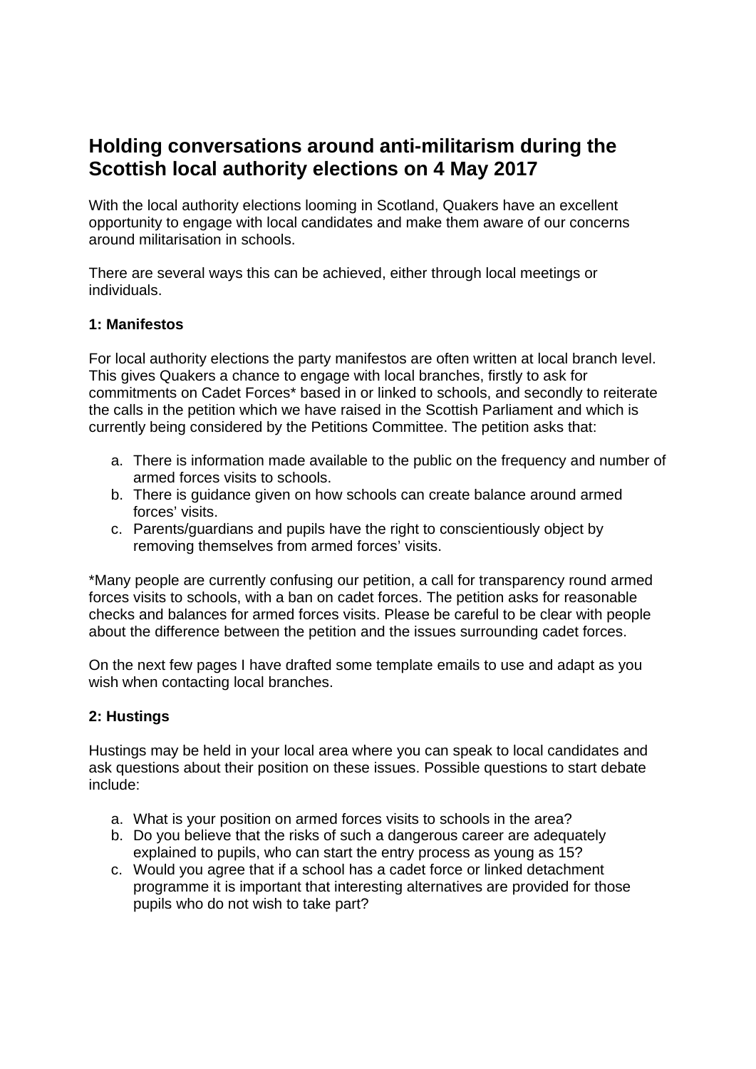# Holding conversations around anti-militarism during the Scottish local authority elections on 4 May 2017

With the local authority elections looming in Scotland, Quakers have an excellent opportunity to engage with local candidates and make them aware of our concerns around militarisation in schools.

There are several ways this can be achieved, either through local meetings or individuals.

**1: Manifestos**

For local authority elections the party manifestos are often written at local branch level. This gives Quakers a chance to engage with local branches, firstly to ask for commitments on Cadet Forces* based in or linked to schools, and secondly to reiterate the calls in the petition which we have raised in the Scottish Parliament and which is currently being considered by the Petitions Committee. The petition asks that:

a. There is information made available to the public on the frequency and number of armed forces visits to schools.
b. There is guidance given on how schools can create balance around armed forces' visits.
c. Parents/guardians and pupils have the right to conscientiously object by removing themselves from armed forces' visits.

*Many people are currently confusing our petition, a call for transparency round armed forces visits to schools, with a ban on cadet forces. The petition asks for reasonable checks and balances for armed forces visits. Please be careful to be clear with people about the difference between the petition and the issues surrounding cadet forces.

On the next few pages I have drafted some template emails to use and adapt as you wish when contacting local branches.

**2: Hustings**

Hustings may be held in your local area where you can speak to local candidates and ask questions about their position on these issues. Possible questions to start debate include:

a. What is your position on armed forces visits to schools in the area?
b. Do you believe that the risks of such a dangerous career are adequately explained to pupils, who can start the entry process as young as 15?
c. Would you agree that if a school has a cadet force or linked detachment programme it is important that interesting alternatives are provided for those pupils who do not wish to take part?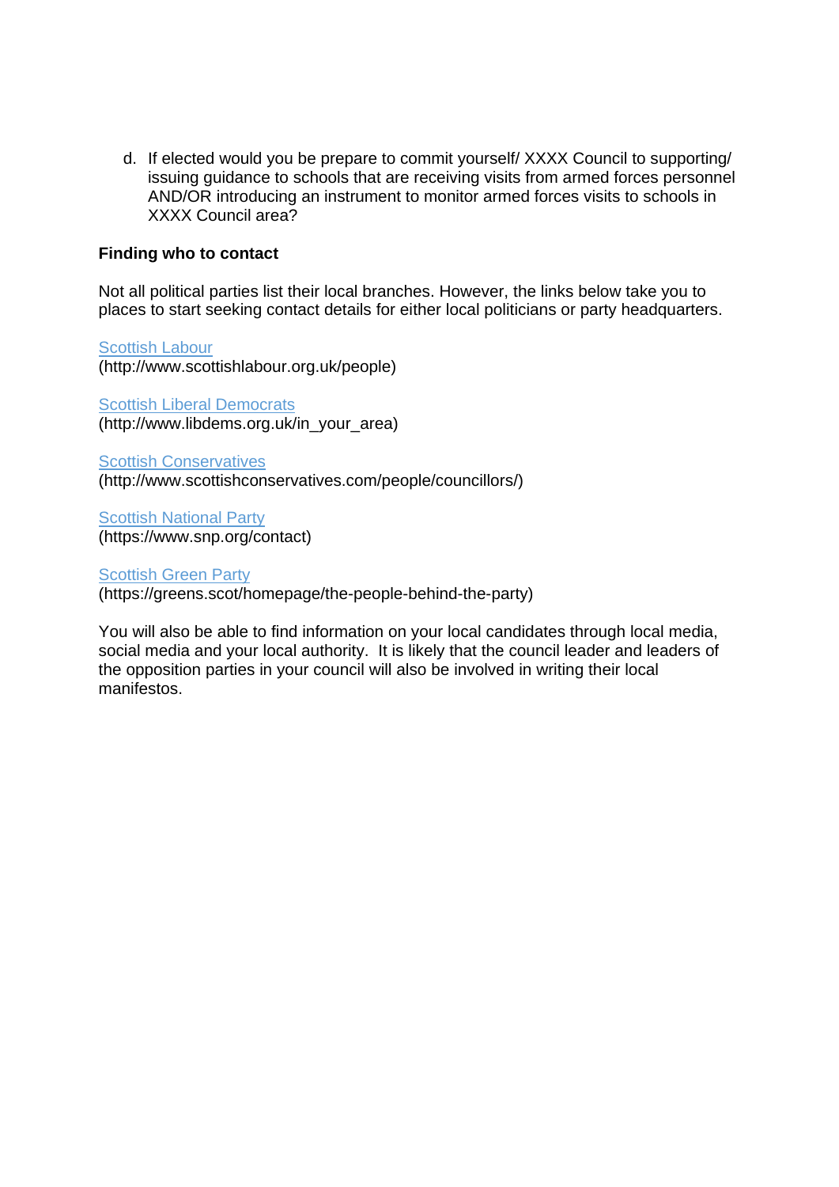d. If elected would you be prepare to commit yourself/ XXXX Council to supporting/ issuing guidance to schools that are receiving visits from armed forces personnel AND/OR introducing an instrument to monitor armed forces visits to schools in XXXX Council area?

**Finding who to contact**

Not all political parties list their local branches. However, the links below take you to places to start seeking contact details for either local politicians or party headquarters.

Scottish Labour
(http://www.scottishlabour.org.uk/people)

Scottish Liberal Democrats
(http://www.libdems.org.uk/in_your_area)

Scottish Conservatives
(http://www.scottishconservatives.com/people/councillors/)

Scottish National Party
(https://www.snp.org/contact)

Scottish Green Party
(https://greens.scot/homepage/the-people-behind-the-party)

You will also be able to find information on your local candidates through local media, social media and your local authority. It is likely that the council leader and leaders of the opposition parties in your council will also be involved in writing their local manifestos.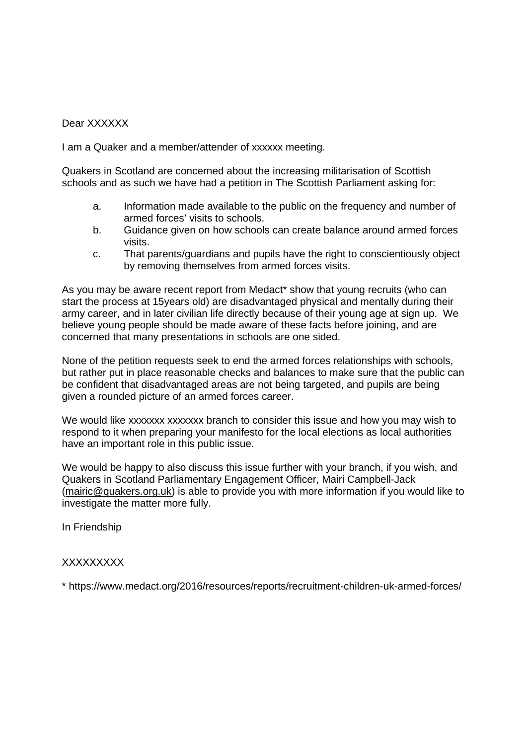Dear XXXXXX

I am a Quaker and a member/attender of xxxxxx meeting.

Quakers in Scotland are concerned about the increasing militarisation of Scottish schools and as such we have had a petition in The Scottish Parliament asking for:

a. Information made available to the public on the frequency and number of armed forces' visits to schools.
b. Guidance given on how schools can create balance around armed forces visits.
c. That parents/guardians and pupils have the right to conscientiously object by removing themselves from armed forces visits.

As you may be aware recent report from Medact* show that young recruits (who can start the process at 15years old) are disadvantaged physical and mentally during their army career, and in later civilian life directly because of their young age at sign up. We believe young people should be made aware of these facts before joining, and are concerned that many presentations in schools are one sided.

None of the petition requests seek to end the armed forces relationships with schools, but rather put in place reasonable checks and balances to make sure that the public can be confident that disadvantaged areas are not being targeted, and pupils are being given a rounded picture of an armed forces career.

We would like xxxxxxx xxxxxxx branch to consider this issue and how you may wish to respond to it when preparing your manifesto for the local elections as local authorities have an important role in this public issue.

We would be happy to also discuss this issue further with your branch, if you wish, and Quakers in Scotland Parliamentary Engagement Officer, Mairi Campbell-Jack (mairic@quakers.org.uk) is able to provide you with more information if you would like to investigate the matter more fully.

In Friendship

XXXXXXXXX

* https://www.medact.org/2016/resources/reports/recruitment-children-uk-armed-forces/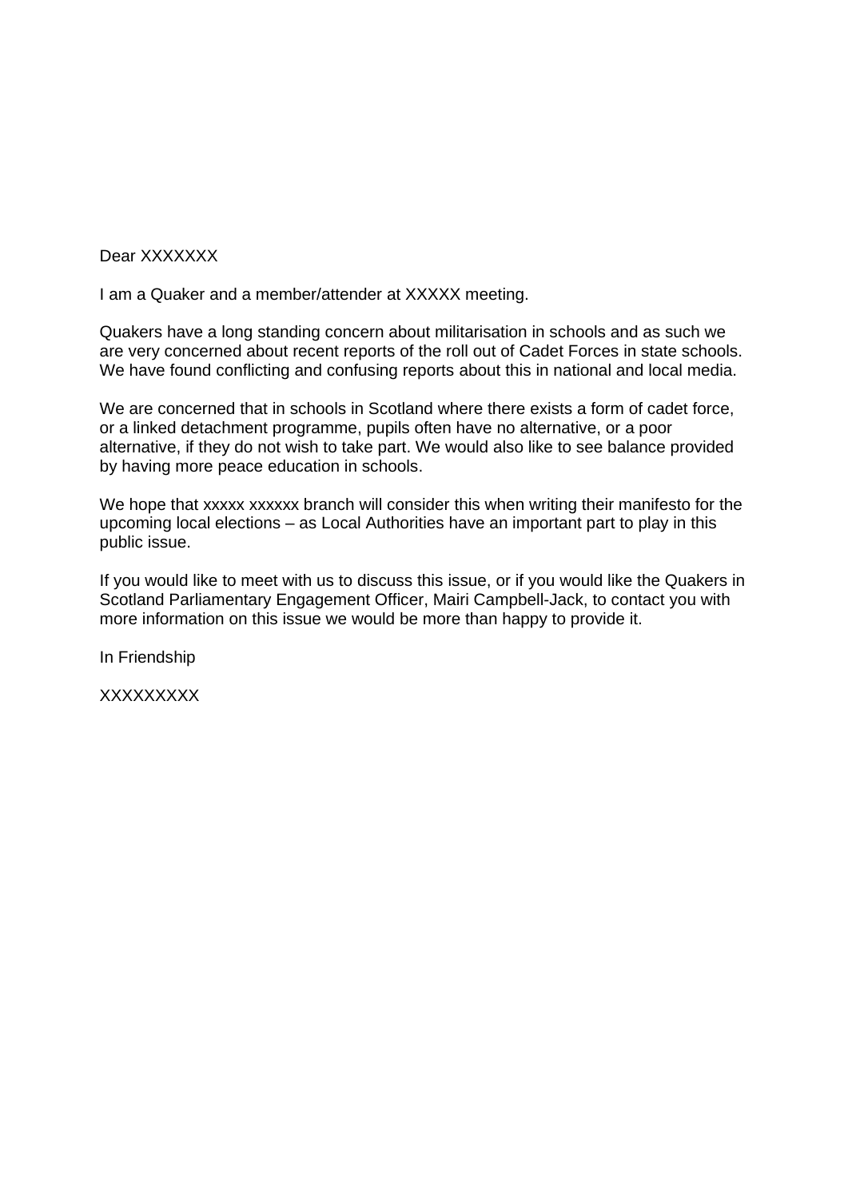Dear XXXXXXX

I am a Quaker and a member/attender at XXXXX meeting.

Quakers have a long standing concern about militarisation in schools and as such we are very concerned about recent reports of the roll out of Cadet Forces in state schools. We have found conflicting and confusing reports about this in national and local media.

We are concerned that in schools in Scotland where there exists a form of cadet force, or a linked detachment programme, pupils often have no alternative, or a poor alternative, if they do not wish to take part. We would also like to see balance provided by having more peace education in schools.

We hope that xxxxx xxxxxx branch will consider this when writing their manifesto for the upcoming local elections – as Local Authorities have an important part to play in this public issue.

If you would like to meet with us to discuss this issue, or if you would like the Quakers in Scotland Parliamentary Engagement Officer, Mairi Campbell-Jack, to contact you with more information on this issue we would be more than happy to provide it.

In Friendship

XXXXXXXXX